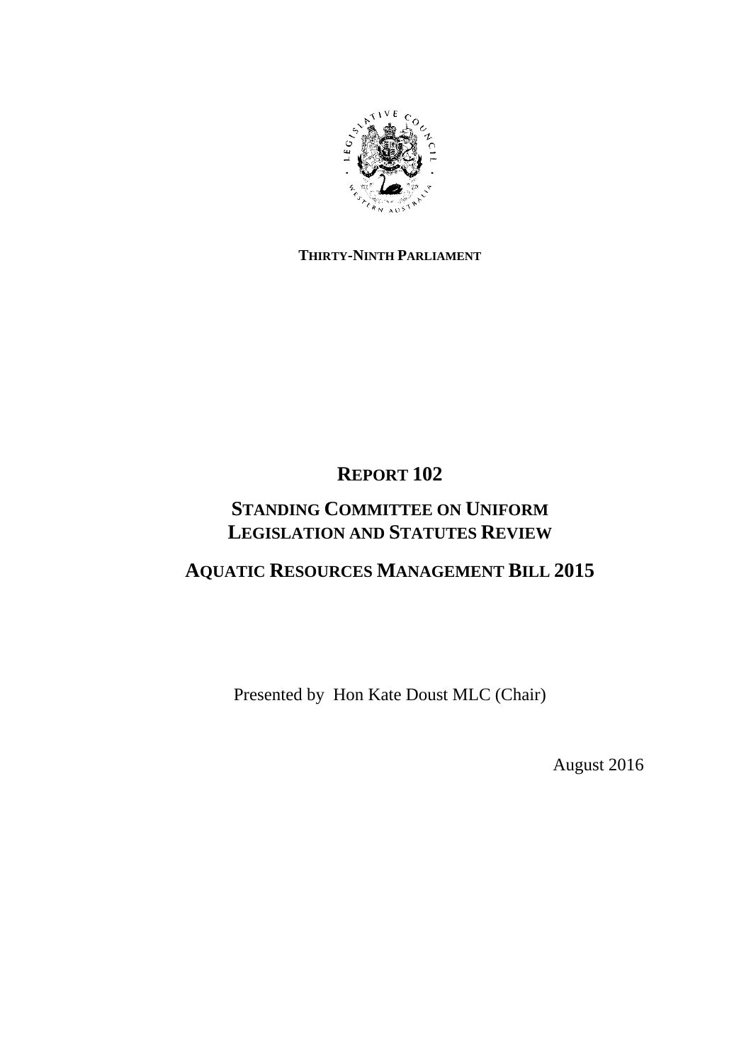**THIRTY-NINTH PARLIAMENT**

# REPORT 102

## STANDING COMMITTEE ON UNIFORM LEGISLATION AND STATUTES REVIEW

## AQUATIC RESOURCES MANAGEMENT BILL 2015

Presented by Hon Kate Doust MLC (Chair)

August 2016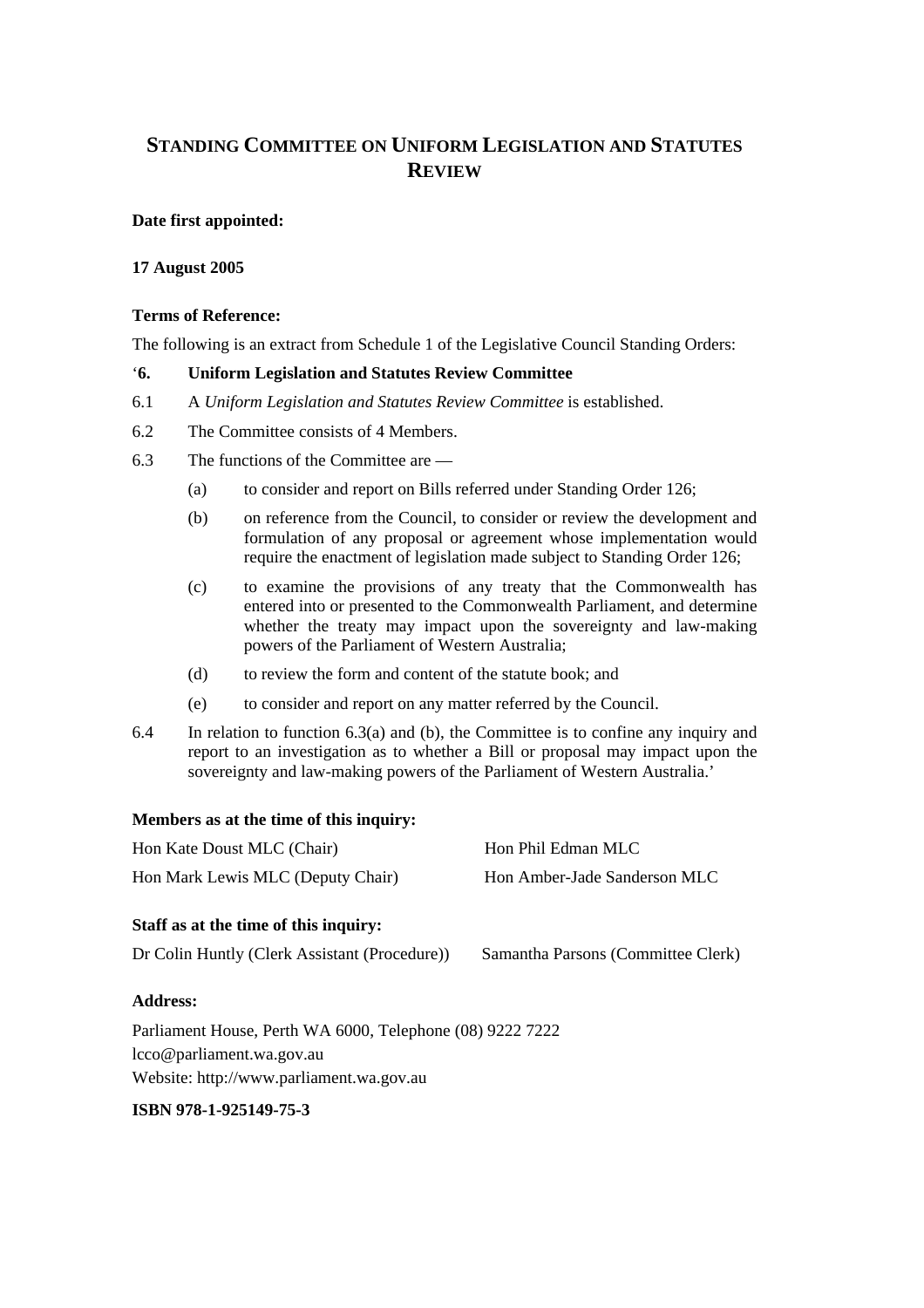# STANDING COMMITTEE ON UNIFORM LEGISLATION AND STATUTES REVIEW

**Date first appointed:**

**17 August 2005**

**Terms of Reference:**

The following is an extract from Schedule 1 of the Legislative Council Standing Orders:

'**6. Uniform Legislation and Statutes Review Committee**

6.1 A *Uniform Legislation and Statutes Review Committee* is established.

6.2 The Committee consists of 4 Members.

6.3 The functions of the Committee are —

(a) to consider and report on Bills referred under Standing Order 126;

(b) on reference from the Council, to consider or review the development and formulation of any proposal or agreement whose implementation would require the enactment of legislation made subject to Standing Order 126;

(c) to examine the provisions of any treaty that the Commonwealth has entered into or presented to the Commonwealth Parliament, and determine whether the treaty may impact upon the sovereignty and law-making powers of the Parliament of Western Australia;

(d) to review the form and content of the statute book; and

(e) to consider and report on any matter referred by the Council.

6.4 In relation to function 6.3(a) and (b), the Committee is to confine any inquiry and report to an investigation as to whether a Bill or proposal may impact upon the sovereignty and law-making powers of the Parliament of Western Australia.'

**Members as at the time of this inquiry:**

Hon Kate Doust MLC (Chair)

Hon Phil Edman MLC

Hon Mark Lewis MLC (Deputy Chair)

Hon Amber-Jade Sanderson MLC

**Staff as at the time of this inquiry:**

Dr Colin Huntly (Clerk Assistant (Procedure))

Samantha Parsons (Committee Clerk)

**Address:**

Parliament House, Perth WA 6000, Telephone (08) 9222 7222
lcco@parliament.wa.gov.au
Website: http://www.parliament.wa.gov.au

**ISBN 978-1-925149-75-3**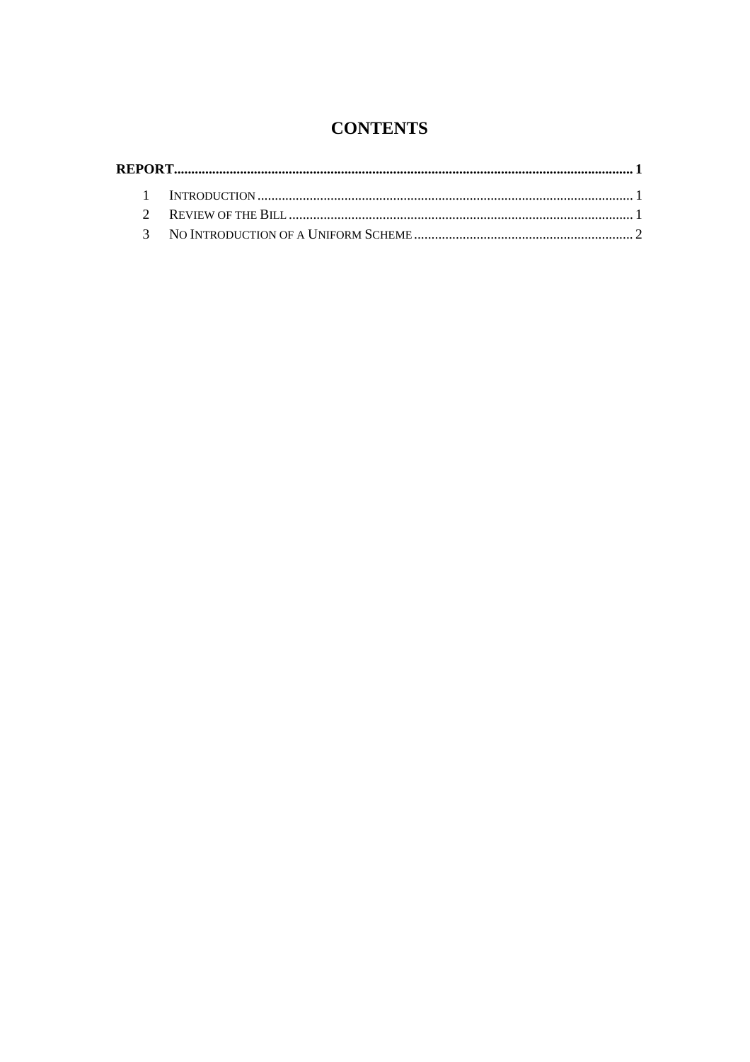# CONTENTS

**REPORT** .......... **1**

1 INTRODUCTION .......... 1

2 REVIEW OF THE BILL .......... 1

3 NO INTRODUCTION OF A UNIFORM SCHEME .......... 2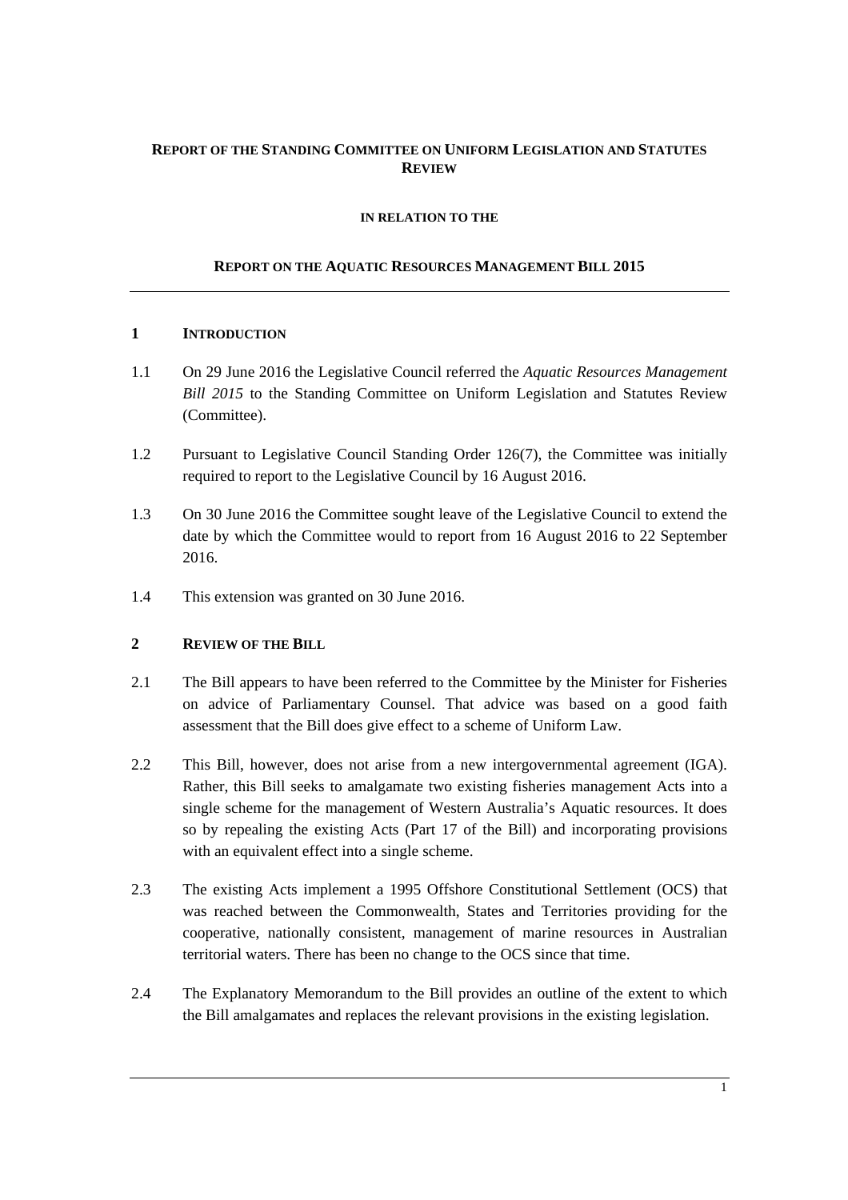**REPORT OF THE STANDING COMMITTEE ON UNIFORM LEGISLATION AND STATUTES REVIEW**

**IN RELATION TO THE**

**REPORT ON THE AQUATIC RESOURCES MANAGEMENT BILL 2015**

---

## 1 INTRODUCTION

1.1 On 29 June 2016 the Legislative Council referred the *Aquatic Resources Management Bill 2015* to the Standing Committee on Uniform Legislation and Statutes Review (Committee).

1.2 Pursuant to Legislative Council Standing Order 126(7), the Committee was initially required to report to the Legislative Council by 16 August 2016.

1.3 On 30 June 2016 the Committee sought leave of the Legislative Council to extend the date by which the Committee would to report from 16 August 2016 to 22 September 2016.

1.4 This extension was granted on 30 June 2016.

## 2 REVIEW OF THE BILL

2.1 The Bill appears to have been referred to the Committee by the Minister for Fisheries on advice of Parliamentary Counsel. That advice was based on a good faith assessment that the Bill does give effect to a scheme of Uniform Law.

2.2 This Bill, however, does not arise from a new intergovernmental agreement (IGA). Rather, this Bill seeks to amalgamate two existing fisheries management Acts into a single scheme for the management of Western Australia's Aquatic resources. It does so by repealing the existing Acts (Part 17 of the Bill) and incorporating provisions with an equivalent effect into a single scheme.

2.3 The existing Acts implement a 1995 Offshore Constitutional Settlement (OCS) that was reached between the Commonwealth, States and Territories providing for the cooperative, nationally consistent, management of marine resources in Australian territorial waters. There has been no change to the OCS since that time.

2.4 The Explanatory Memorandum to the Bill provides an outline of the extent to which the Bill amalgamates and replaces the relevant provisions in the existing legislation.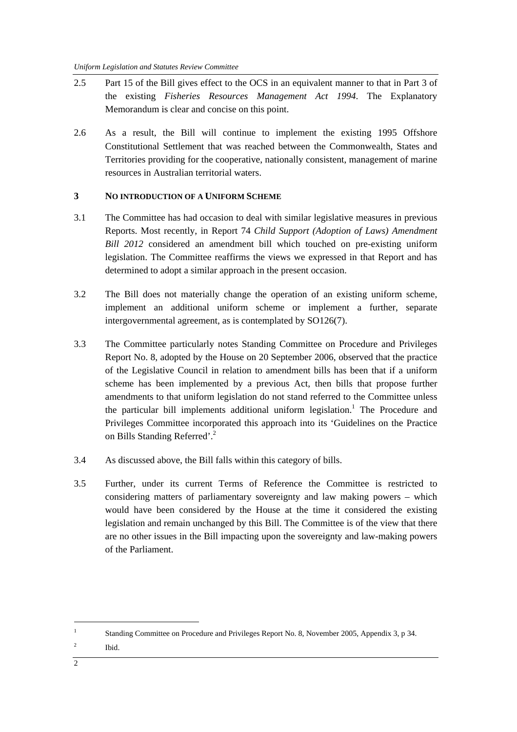2.5 Part 15 of the Bill gives effect to the OCS in an equivalent manner to that in Part 3 of the existing *Fisheries Resources Management Act 1994*. The Explanatory Memorandum is clear and concise on this point.

2.6 As a result, the Bill will continue to implement the existing 1995 Offshore Constitutional Settlement that was reached between the Commonwealth, States and Territories providing for the cooperative, nationally consistent, management of marine resources in Australian territorial waters.

## 3 NO INTRODUCTION OF A UNIFORM SCHEME

3.1 The Committee has had occasion to deal with similar legislative measures in previous Reports. Most recently, in Report 74 *Child Support (Adoption of Laws) Amendment Bill 2012* considered an amendment bill which touched on pre-existing uniform legislation. The Committee reaffirms the views we expressed in that Report and has determined to adopt a similar approach in the present occasion.

3.2 The Bill does not materially change the operation of an existing uniform scheme, implement an additional uniform scheme or implement a further, separate intergovernmental agreement, as is contemplated by SO126(7).

3.3 The Committee particularly notes Standing Committee on Procedure and Privileges Report No. 8, adopted by the House on 20 September 2006, observed that the practice of the Legislative Council in relation to amendment bills has been that if a uniform scheme has been implemented by a previous Act, then bills that propose further amendments to that uniform legislation do not stand referred to the Committee unless the particular bill implements additional uniform legislation.[1] The Procedure and Privileges Committee incorporated this approach into its 'Guidelines on the Practice on Bills Standing Referred'.[2]

3.4 As discussed above, the Bill falls within this category of bills.

3.5 Further, under its current Terms of Reference the Committee is restricted to considering matters of parliamentary sovereignty and law making powers – which would have been considered by the House at the time it considered the existing legislation and remain unchanged by this Bill. The Committee is of the view that there are no other issues in the Bill impacting upon the sovereignty and law-making powers of the Parliament.

---

[1] Standing Committee on Procedure and Privileges Report No. 8, November 2005, Appendix 3, p 34.

[2] Ibid.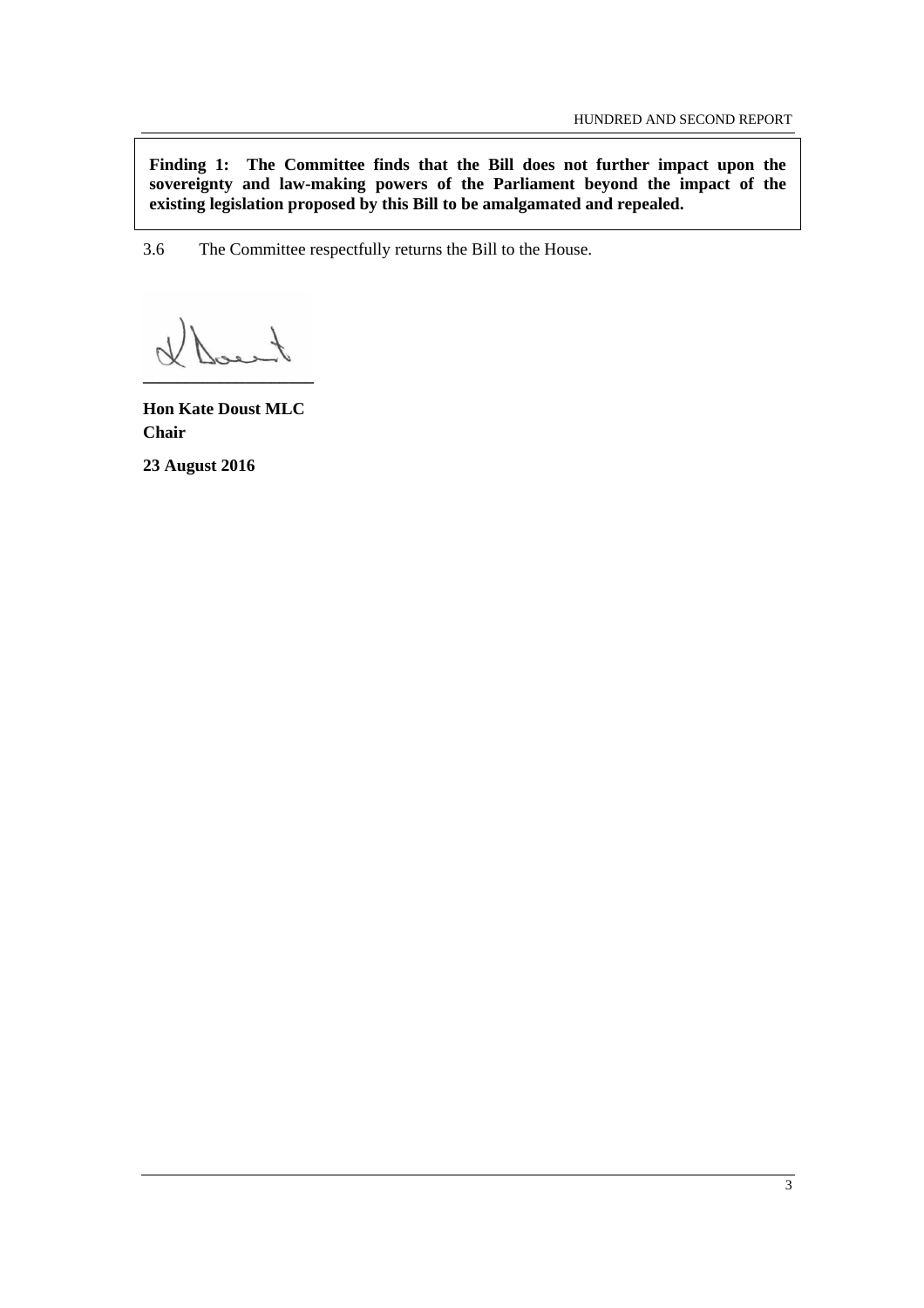**Finding 1: The Committee finds that the Bill does not further impact upon the sovereignty and law-making powers of the Parliament beyond the impact of the existing legislation proposed by this Bill to be amalgamated and repealed.**

3.6 The Committee respectfully returns the Bill to the House.

**Hon Kate Doust MLC**
**Chair**

**23 August 2016**